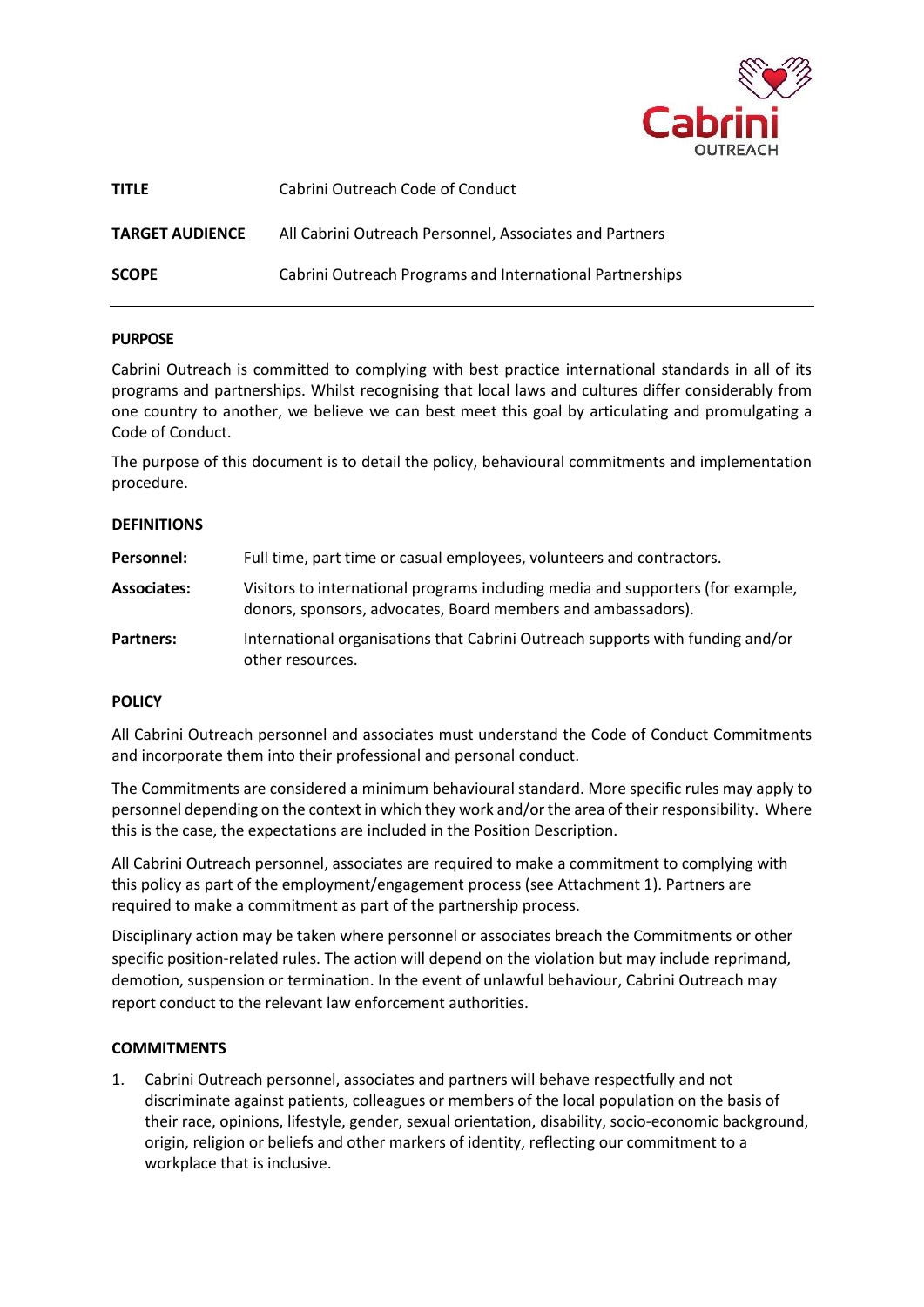| | |
|---|---|
| **TITLE** | Cabrini Outreach Code of Conduct |
| **TARGET AUDIENCE** | All Cabrini Outreach Personnel, Associates and Partners |
| **SCOPE** | Cabrini Outreach Programs and International Partnerships |

## PURPOSE

Cabrini Outreach is committed to complying with best practice international standards in all of its programs and partnerships. Whilst recognising that local laws and cultures differ considerably from one country to another, we believe we can best meet this goal by articulating and promulgating a Code of Conduct.

The purpose of this document is to detail the policy, behavioural commitments and implementation procedure.

## DEFINITIONS

| | |
|---|---|
| **Personnel:** | Full time, part time or casual employees, volunteers and contractors. |
| **Associates:** | Visitors to international programs including media and supporters (for example, donors, sponsors, advocates, Board members and ambassadors). |
| **Partners:** | International organisations that Cabrini Outreach supports with funding and/or other resources. |

## POLICY

All Cabrini Outreach personnel and associates must understand the Code of Conduct Commitments and incorporate them into their professional and personal conduct.

The Commitments are considered a minimum behavioural standard. More specific rules may apply to personnel depending on the context in which they work and/or the area of their responsibility. Where this is the case, the expectations are included in the Position Description.

All Cabrini Outreach personnel, associates are required to make a commitment to complying with this policy as part of the employment/engagement process (see Attachment 1). Partners are required to make a commitment as part of the partnership process.

Disciplinary action may be taken where personnel or associates breach the Commitments or other specific position-related rules. The action will depend on the violation but may include reprimand, demotion, suspension or termination. In the event of unlawful behaviour, Cabrini Outreach may report conduct to the relevant law enforcement authorities.

## COMMITMENTS

1. Cabrini Outreach personnel, associates and partners will behave respectfully and not discriminate against patients, colleagues or members of the local population on the basis of their race, opinions, lifestyle, gender, sexual orientation, disability, socio-economic background, origin, religion or beliefs and other markers of identity, reflecting our commitment to a workplace that is inclusive.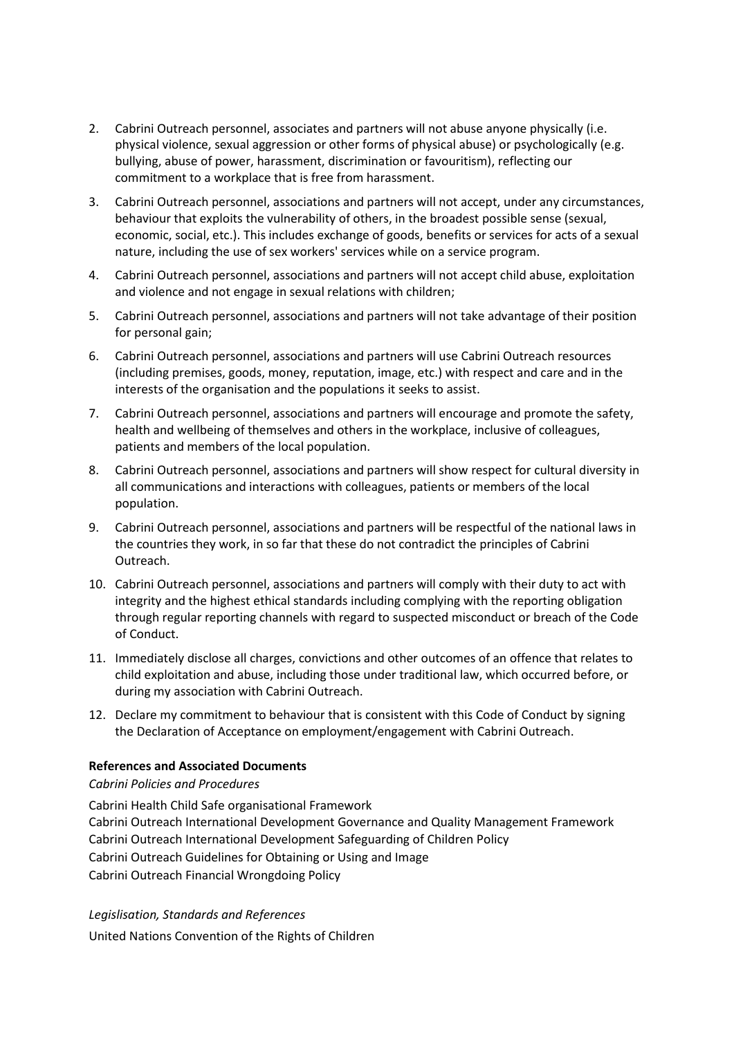2. Cabrini Outreach personnel, associates and partners will not abuse anyone physically (i.e. physical violence, sexual aggression or other forms of physical abuse) or psychologically (e.g. bullying, abuse of power, harassment, discrimination or favouritism), reflecting our commitment to a workplace that is free from harassment.
3. Cabrini Outreach personnel, associations and partners will not accept, under any circumstances, behaviour that exploits the vulnerability of others, in the broadest possible sense (sexual, economic, social, etc.). This includes exchange of goods, benefits or services for acts of a sexual nature, including the use of sex workers' services while on a service program.
4. Cabrini Outreach personnel, associations and partners will not accept child abuse, exploitation and violence and not engage in sexual relations with children;
5. Cabrini Outreach personnel, associations and partners will not take advantage of their position for personal gain;
6. Cabrini Outreach personnel, associations and partners will use Cabrini Outreach resources (including premises, goods, money, reputation, image, etc.) with respect and care and in the interests of the organisation and the populations it seeks to assist.
7. Cabrini Outreach personnel, associations and partners will encourage and promote the safety, health and wellbeing of themselves and others in the workplace, inclusive of colleagues, patients and members of the local population.
8. Cabrini Outreach personnel, associations and partners will show respect for cultural diversity in all communications and interactions with colleagues, patients or members of the local population.
9. Cabrini Outreach personnel, associations and partners will be respectful of the national laws in the countries they work, in so far that these do not contradict the principles of Cabrini Outreach.
10. Cabrini Outreach personnel, associations and partners will comply with their duty to act with integrity and the highest ethical standards including complying with the reporting obligation through regular reporting channels with regard to suspected misconduct or breach of the Code of Conduct.
11. Immediately disclose all charges, convictions and other outcomes of an offence that relates to child exploitation and abuse, including those under traditional law, which occurred before, or during my association with Cabrini Outreach.
12. Declare my commitment to behaviour that is consistent with this Code of Conduct by signing the Declaration of Acceptance on employment/engagement with Cabrini Outreach.

**References and Associated Documents**

*Cabrini Policies and Procedures*

Cabrini Health Child Safe organisational Framework
Cabrini Outreach International Development Governance and Quality Management Framework
Cabrini Outreach International Development Safeguarding of Children Policy
Cabrini Outreach Guidelines for Obtaining or Using and Image
Cabrini Outreach Financial Wrongdoing Policy

*Legislisation, Standards and References*

United Nations Convention of the Rights of Children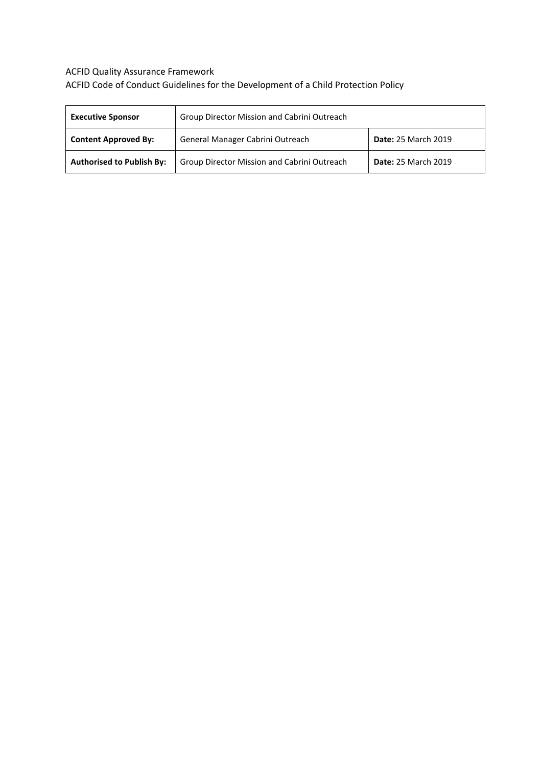ACFID Quality Assurance Framework
ACFID Code of Conduct Guidelines for the Development of a Child Protection Policy

| **Executive Sponsor** | Group Director Mission and Cabrini Outreach | |
|---|---|---|
| **Content Approved By:** | General Manager Cabrini Outreach | **Date:** 25 March 2019 |
| **Authorised to Publish By:** | Group Director Mission and Cabrini Outreach | **Date:** 25 March 2019 |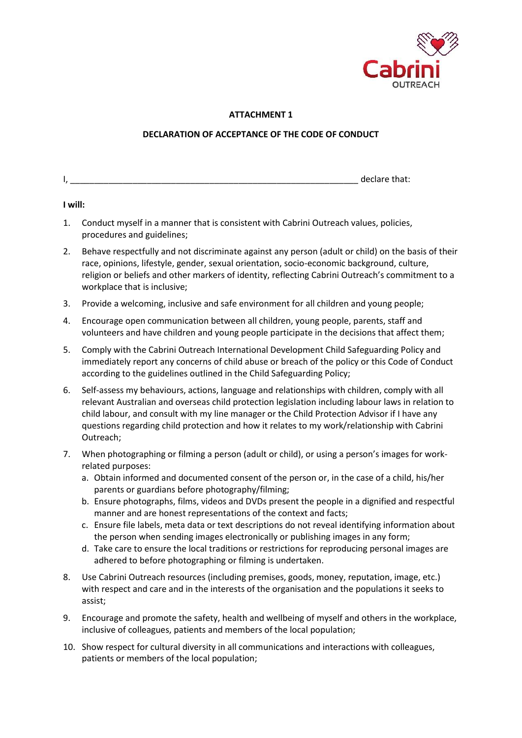**ATTACHMENT 1**

**DECLARATION OF ACCEPTANCE OF THE CODE OF CONDUCT**

I, ____________________________________________________________ declare that:

**I will:**

1. Conduct myself in a manner that is consistent with Cabrini Outreach values, policies, procedures and guidelines;
2. Behave respectfully and not discriminate against any person (adult or child) on the basis of their race, opinions, lifestyle, gender, sexual orientation, socio-economic background, culture, religion or beliefs and other markers of identity, reflecting Cabrini Outreach's commitment to a workplace that is inclusive;
3. Provide a welcoming, inclusive and safe environment for all children and young people;
4. Encourage open communication between all children, young people, parents, staff and volunteers and have children and young people participate in the decisions that affect them;
5. Comply with the Cabrini Outreach International Development Child Safeguarding Policy and immediately report any concerns of child abuse or breach of the policy or this Code of Conduct according to the guidelines outlined in the Child Safeguarding Policy;
6. Self-assess my behaviours, actions, language and relationships with children, comply with all relevant Australian and overseas child protection legislation including labour laws in relation to child labour, and consult with my line manager or the Child Protection Advisor if I have any questions regarding child protection and how it relates to my work/relationship with Cabrini Outreach;
7. When photographing or filming a person (adult or child), or using a person's images for work-related purposes:
   a. Obtain informed and documented consent of the person or, in the case of a child, his/her parents or guardians before photography/filming;
   b. Ensure photographs, films, videos and DVDs present the people in a dignified and respectful manner and are honest representations of the context and facts;
   c. Ensure file labels, meta data or text descriptions do not reveal identifying information about the person when sending images electronically or publishing images in any form;
   d. Take care to ensure the local traditions or restrictions for reproducing personal images are adhered to before photographing or filming is undertaken.
8. Use Cabrini Outreach resources (including premises, goods, money, reputation, image, etc.) with respect and care and in the interests of the organisation and the populations it seeks to assist;
9. Encourage and promote the safety, health and wellbeing of myself and others in the workplace, inclusive of colleagues, patients and members of the local population;
10. Show respect for cultural diversity in all communications and interactions with colleagues, patients or members of the local population;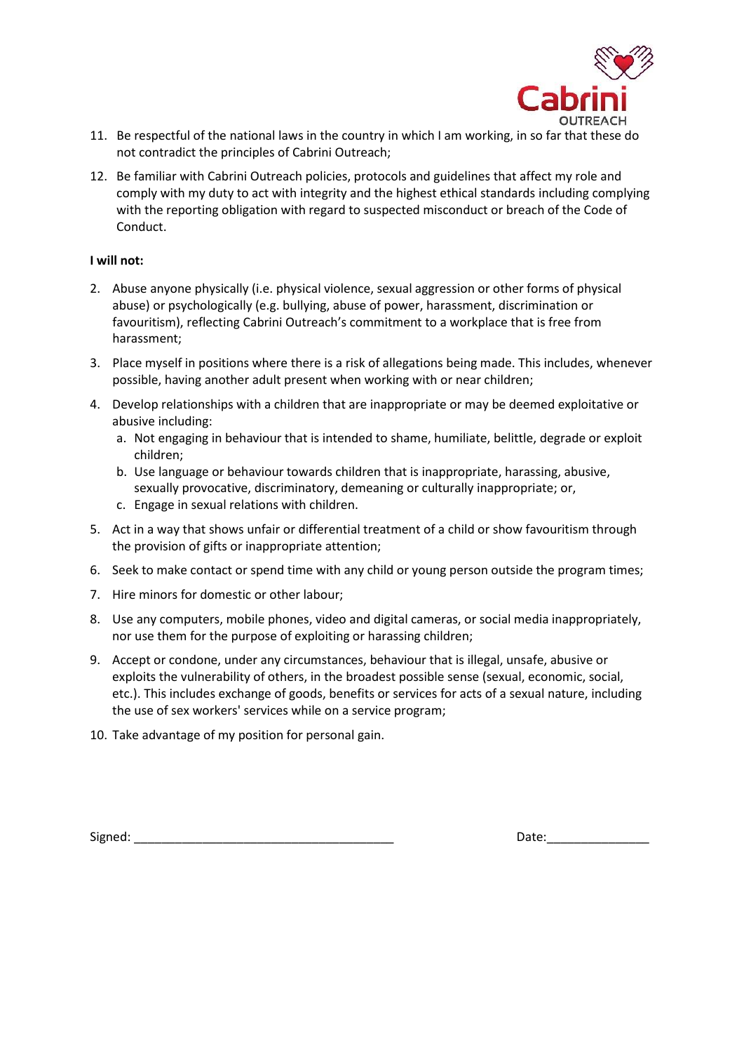11. Be respectful of the national laws in the country in which I am working, in so far that these do not contradict the principles of Cabrini Outreach;
12. Be familiar with Cabrini Outreach policies, protocols and guidelines that affect my role and comply with my duty to act with integrity and the highest ethical standards including complying with the reporting obligation with regard to suspected misconduct or breach of the Code of Conduct.

**I will not:**

2. Abuse anyone physically (i.e. physical violence, sexual aggression or other forms of physical abuse) or psychologically (e.g. bullying, abuse of power, harassment, discrimination or favouritism), reflecting Cabrini Outreach's commitment to a workplace that is free from harassment;
3. Place myself in positions where there is a risk of allegations being made. This includes, whenever possible, having another adult present when working with or near children;
4. Develop relationships with a children that are inappropriate or may be deemed exploitative or abusive including:
   a. Not engaging in behaviour that is intended to shame, humiliate, belittle, degrade or exploit children;
   b. Use language or behaviour towards children that is inappropriate, harassing, abusive, sexually provocative, discriminatory, demeaning or culturally inappropriate; or,
   c. Engage in sexual relations with children.
5. Act in a way that shows unfair or differential treatment of a child or show favouritism through the provision of gifts or inappropriate attention;
6. Seek to make contact or spend time with any child or young person outside the program times;
7. Hire minors for domestic or other labour;
8. Use any computers, mobile phones, video and digital cameras, or social media inappropriately, nor use them for the purpose of exploiting or harassing children;
9. Accept or condone, under any circumstances, behaviour that is illegal, unsafe, abusive or exploits the vulnerability of others, in the broadest possible sense (sexual, economic, social, etc.). This includes exchange of goods, benefits or services for acts of a sexual nature, including the use of sex workers' services while on a service program;
10. Take advantage of my position for personal gain.

Signed: _____________________________________ Date:_______________